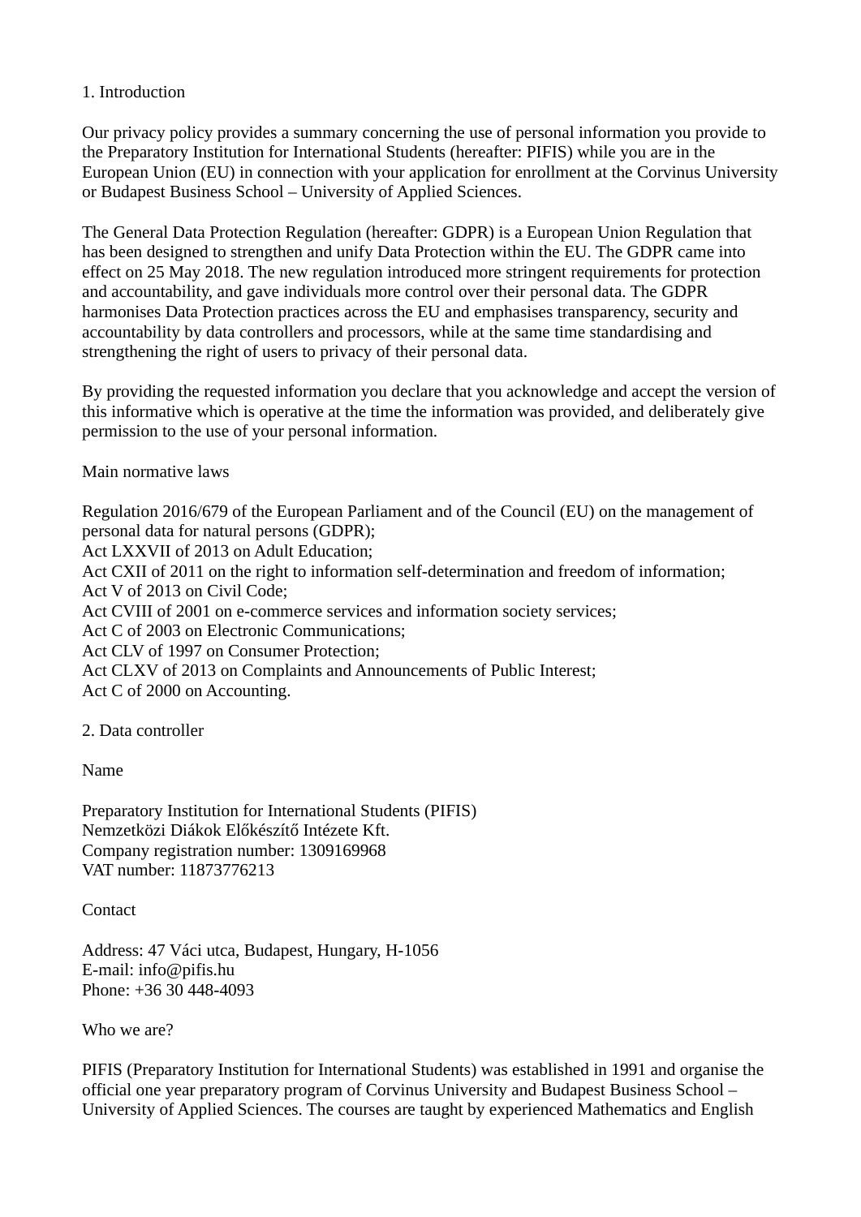## 1. Introduction

Our privacy policy provides a summary concerning the use of personal information you provide to the Preparatory Institution for International Students (hereafter: PIFIS) while you are in the European Union (EU) in connection with your application for enrollment at the Corvinus University or Budapest Business School – University of Applied Sciences.

The General Data Protection Regulation (hereafter: GDPR) is a European Union Regulation that has been designed to strengthen and unify Data Protection within the EU. The GDPR came into effect on 25 May 2018. The new regulation introduced more stringent requirements for protection and accountability, and gave individuals more control over their personal data. The GDPR harmonises Data Protection practices across the EU and emphasises transparency, security and accountability by data controllers and processors, while at the same time standardising and strengthening the right of users to privacy of their personal data.

By providing the requested information you declare that you acknowledge and accept the version of this informative which is operative at the time the information was provided, and deliberately give permission to the use of your personal information.

### Main normative laws

Regulation 2016/679 of the European Parliament and of the Council (EU) on the management of personal data for natural persons (GDPR);
Act LXXVII of 2013 on Adult Education;
Act CXII of 2011 on the right to information self-determination and freedom of information;
Act V of 2013 on Civil Code;
Act CVIII of 2001 on e-commerce services and information society services;
Act C of 2003 on Electronic Communications;
Act CLV of 1997 on Consumer Protection;
Act CLXV of 2013 on Complaints and Announcements of Public Interest;
Act C of 2000 on Accounting.

## 2. Data controller

### Name

Preparatory Institution for International Students (PIFIS)
Nemzetközi Diákok Előkészítő Intézete Kft.
Company registration number: 1309169968
VAT number: 11873776213

### Contact

Address: 47 Váci utca, Budapest, Hungary, H-1056
E-mail: info@pifis.hu
Phone: +36 30 448-4093

### Who we are?

PIFIS (Preparatory Institution for International Students) was established in 1991 and organise the official one year preparatory program of Corvinus University and Budapest Business School – University of Applied Sciences. The courses are taught by experienced Mathematics and English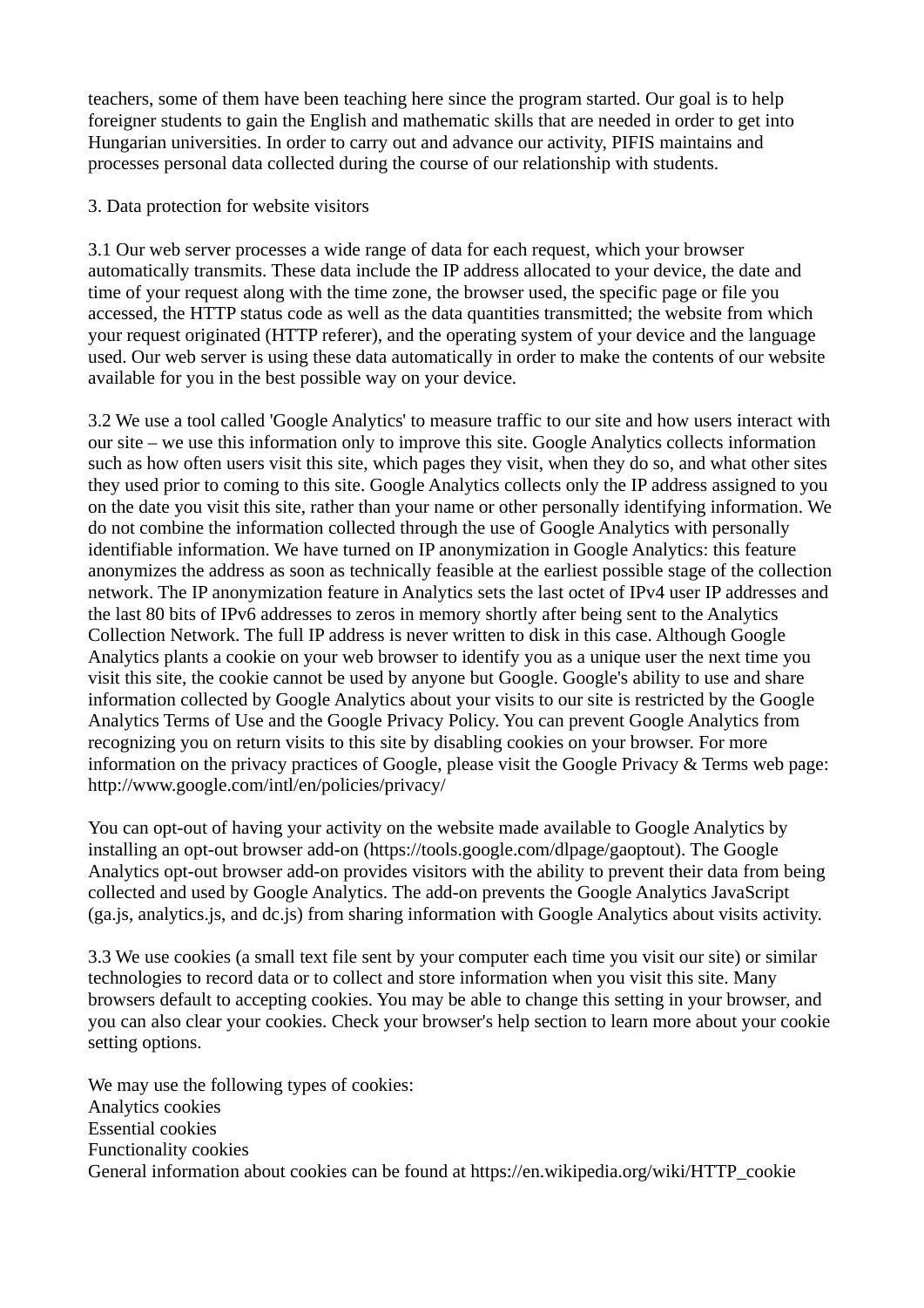teachers, some of them have been teaching here since the program started. Our goal is to help foreigner students to gain the English and mathematic skills that are needed in order to get into Hungarian universities. In order to carry out and advance our activity, PIFIS maintains and processes personal data collected during the course of our relationship with students.

## 3. Data protection for website visitors

3.1 Our web server processes a wide range of data for each request, which your browser automatically transmits. These data include the IP address allocated to your device, the date and time of your request along with the time zone, the browser used, the specific page or file you accessed, the HTTP status code as well as the data quantities transmitted; the website from which your request originated (HTTP referer), and the operating system of your device and the language used. Our web server is using these data automatically in order to make the contents of our website available for you in the best possible way on your device.

3.2 We use a tool called 'Google Analytics' to measure traffic to our site and how users interact with our site – we use this information only to improve this site. Google Analytics collects information such as how often users visit this site, which pages they visit, when they do so, and what other sites they used prior to coming to this site. Google Analytics collects only the IP address assigned to you on the date you visit this site, rather than your name or other personally identifying information. We do not combine the information collected through the use of Google Analytics with personally identifiable information. We have turned on IP anonymization in Google Analytics: this feature anonymizes the address as soon as technically feasible at the earliest possible stage of the collection network. The IP anonymization feature in Analytics sets the last octet of IPv4 user IP addresses and the last 80 bits of IPv6 addresses to zeros in memory shortly after being sent to the Analytics Collection Network. The full IP address is never written to disk in this case. Although Google Analytics plants a cookie on your web browser to identify you as a unique user the next time you visit this site, the cookie cannot be used by anyone but Google. Google's ability to use and share information collected by Google Analytics about your visits to our site is restricted by the Google Analytics Terms of Use and the Google Privacy Policy. You can prevent Google Analytics from recognizing you on return visits to this site by disabling cookies on your browser. For more information on the privacy practices of Google, please visit the Google Privacy & Terms web page: http://www.google.com/intl/en/policies/privacy/

You can opt-out of having your activity on the website made available to Google Analytics by installing an opt-out browser add-on (https://tools.google.com/dlpage/gaoptout). The Google Analytics opt-out browser add-on provides visitors with the ability to prevent their data from being collected and used by Google Analytics. The add-on prevents the Google Analytics JavaScript (ga.js, analytics.js, and dc.js) from sharing information with Google Analytics about visits activity.

3.3 We use cookies (a small text file sent by your computer each time you visit our site) or similar technologies to record data or to collect and store information when you visit this site. Many browsers default to accepting cookies. You may be able to change this setting in your browser, and you can also clear your cookies. Check your browser's help section to learn more about your cookie setting options.

We may use the following types of cookies:
Analytics cookies
Essential cookies
Functionality cookies
General information about cookies can be found at https://en.wikipedia.org/wiki/HTTP_cookie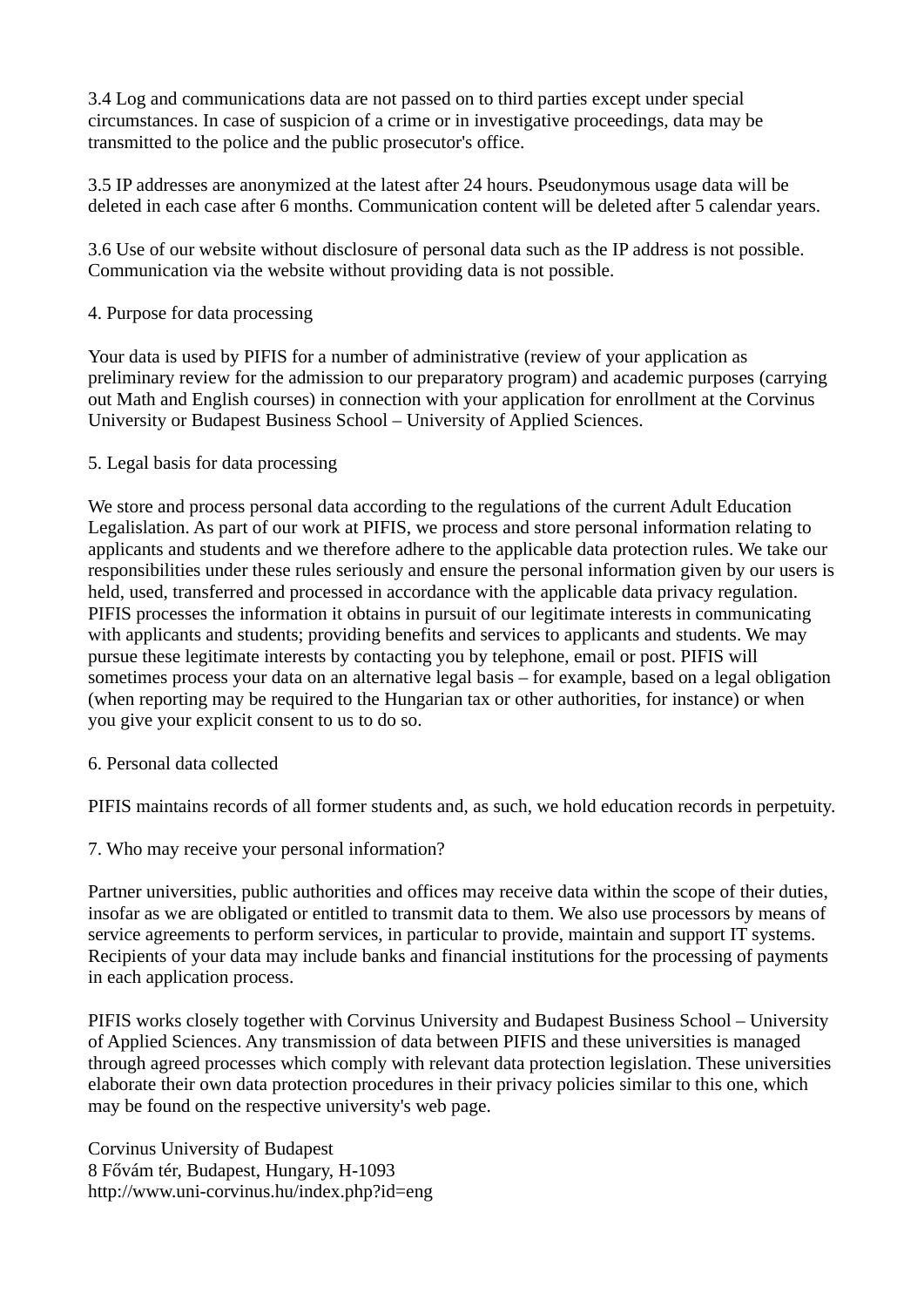3.4 Log and communications data are not passed on to third parties except under special circumstances. In case of suspicion of a crime or in investigative proceedings, data may be transmitted to the police and the public prosecutor's office.

3.5 IP addresses are anonymized at the latest after 24 hours. Pseudonymous usage data will be deleted in each case after 6 months. Communication content will be deleted after 5 calendar years.

3.6 Use of our website without disclosure of personal data such as the IP address is not possible. Communication via the website without providing data is not possible.

## 4. Purpose for data processing

Your data is used by PIFIS for a number of administrative (review of your application as preliminary review for the admission to our preparatory program) and academic purposes (carrying out Math and English courses) in connection with your application for enrollment at the Corvinus University or Budapest Business School – University of Applied Sciences.

## 5. Legal basis for data processing

We store and process personal data according to the regulations of the current Adult Education Legalislation. As part of our work at PIFIS, we process and store personal information relating to applicants and students and we therefore adhere to the applicable data protection rules. We take our responsibilities under these rules seriously and ensure the personal information given by our users is held, used, transferred and processed in accordance with the applicable data privacy regulation. PIFIS processes the information it obtains in pursuit of our legitimate interests in communicating with applicants and students; providing benefits and services to applicants and students. We may pursue these legitimate interests by contacting you by telephone, email or post. PIFIS will sometimes process your data on an alternative legal basis – for example, based on a legal obligation (when reporting may be required to the Hungarian tax or other authorities, for instance) or when you give your explicit consent to us to do so.

## 6. Personal data collected

PIFIS maintains records of all former students and, as such, we hold education records in perpetuity.

## 7. Who may receive your personal information?

Partner universities, public authorities and offices may receive data within the scope of their duties, insofar as we are obligated or entitled to transmit data to them. We also use processors by means of service agreements to perform services, in particular to provide, maintain and support IT systems. Recipients of your data may include banks and financial institutions for the processing of payments in each application process.

PIFIS works closely together with Corvinus University and Budapest Business School – University of Applied Sciences. Any transmission of data between PIFIS and these universities is managed through agreed processes which comply with relevant data protection legislation. These universities elaborate their own data protection procedures in their privacy policies similar to this one, which may be found on the respective university's web page.

Corvinus University of Budapest
8 Fővám tér, Budapest, Hungary, H-1093
http://www.uni-corvinus.hu/index.php?id=eng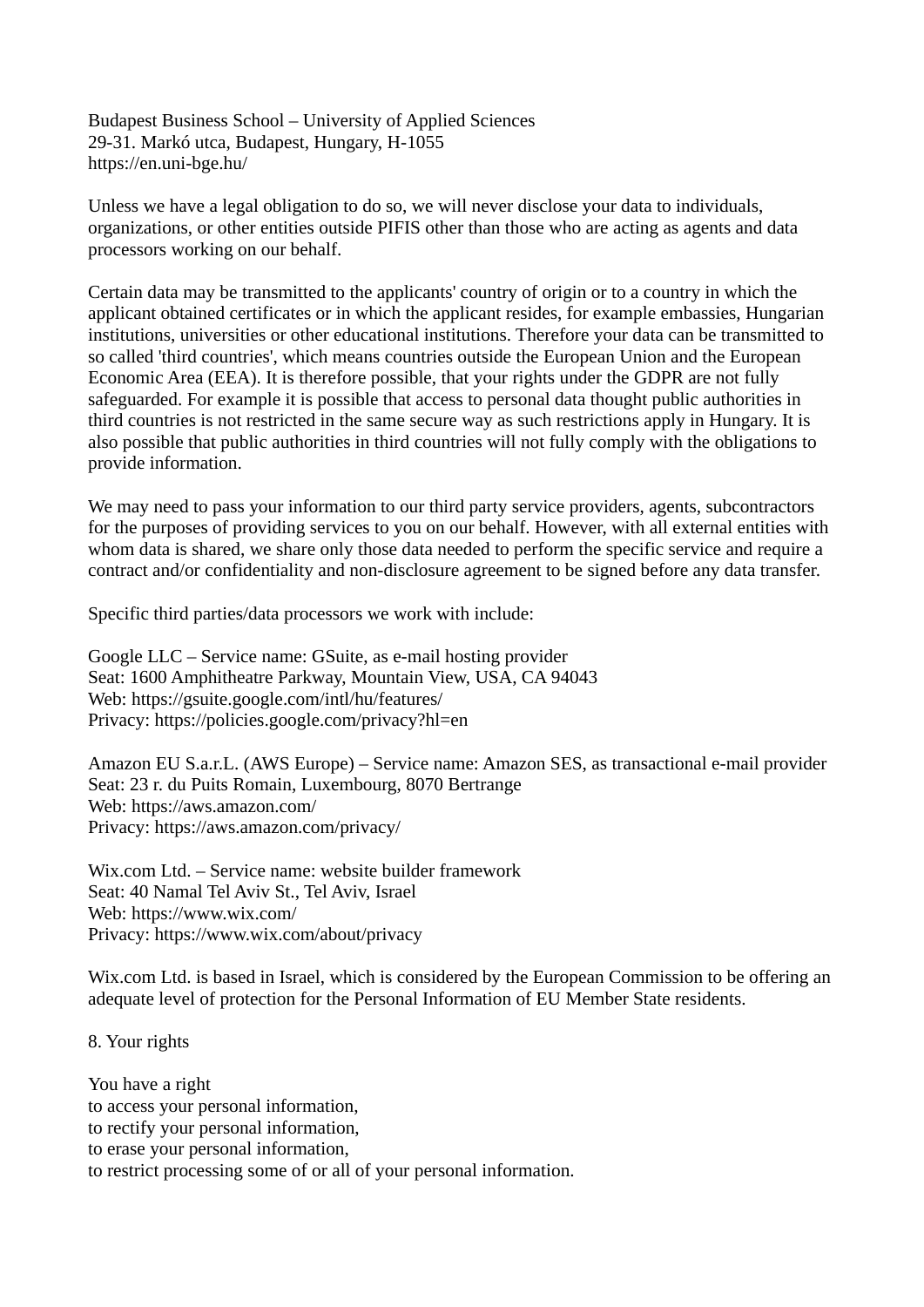Budapest Business School – University of Applied Sciences
29-31. Markó utca, Budapest, Hungary, H-1055
https://en.uni-bge.hu/

Unless we have a legal obligation to do so, we will never disclose your data to individuals, organizations, or other entities outside PIFIS other than those who are acting as agents and data processors working on our behalf.

Certain data may be transmitted to the applicants' country of origin or to a country in which the applicant obtained certificates or in which the applicant resides, for example embassies, Hungarian institutions, universities or other educational institutions. Therefore your data can be transmitted to so called 'third countries', which means countries outside the European Union and the European Economic Area (EEA). It is therefore possible, that your rights under the GDPR are not fully safeguarded. For example it is possible that access to personal data thought public authorities in third countries is not restricted in the same secure way as such restrictions apply in Hungary. It is also possible that public authorities in third countries will not fully comply with the obligations to provide information.

We may need to pass your information to our third party service providers, agents, subcontractors for the purposes of providing services to you on our behalf. However, with all external entities with whom data is shared, we share only those data needed to perform the specific service and require a contract and/or confidentiality and non-disclosure agreement to be signed before any data transfer.

Specific third parties/data processors we work with include:

Google LLC – Service name: GSuite, as e-mail hosting provider
Seat: 1600 Amphitheatre Parkway, Mountain View, USA, CA 94043
Web: https://gsuite.google.com/intl/hu/features/
Privacy: https://policies.google.com/privacy?hl=en

Amazon EU S.a.r.L. (AWS Europe) – Service name: Amazon SES, as transactional e-mail provider
Seat: 23 r. du Puits Romain, Luxembourg, 8070 Bertrange
Web: https://aws.amazon.com/
Privacy: https://aws.amazon.com/privacy/

Wix.com Ltd. – Service name: website builder framework
Seat: 40 Namal Tel Aviv St., Tel Aviv, Israel
Web: https://www.wix.com/
Privacy: https://www.wix.com/about/privacy

Wix.com Ltd. is based in Israel, which is considered by the European Commission to be offering an adequate level of protection for the Personal Information of EU Member State residents.

## 8. Your rights

You have a right
to access your personal information,
to rectify your personal information,
to erase your personal information,
to restrict processing some of or all of your personal information.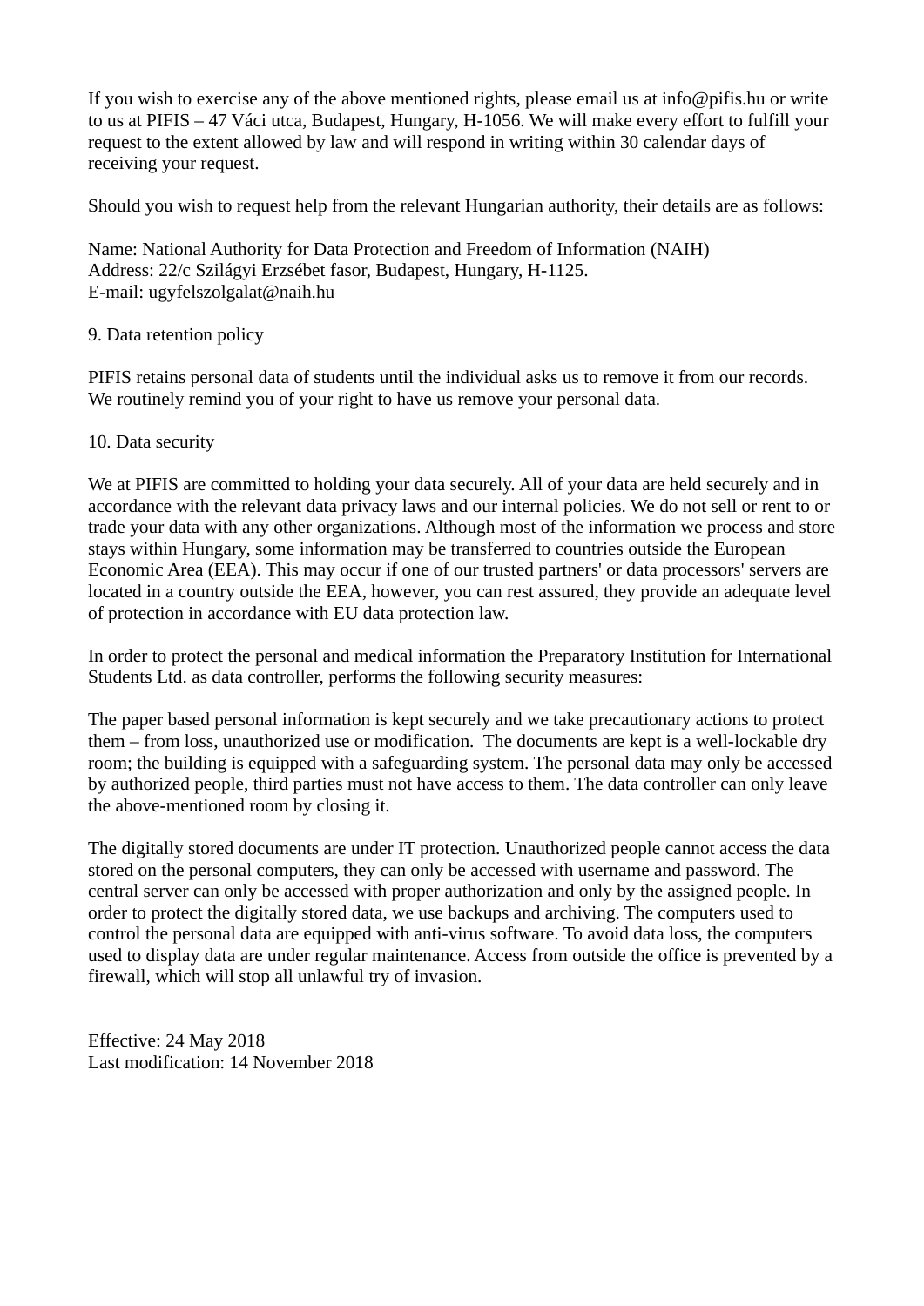If you wish to exercise any of the above mentioned rights, please email us at info@pifis.hu or write to us at PIFIS – 47 Váci utca, Budapest, Hungary, H-1056. We will make every effort to fulfill your request to the extent allowed by law and will respond in writing within 30 calendar days of receiving your request.

Should you wish to request help from the relevant Hungarian authority, their details are as follows:

Name: National Authority for Data Protection and Freedom of Information (NAIH)
Address: 22/c Szilágyi Erzsébet fasor, Budapest, Hungary, H-1125.
E-mail: ugyfelszolgalat@naih.hu

## 9. Data retention policy

PIFIS retains personal data of students until the individual asks us to remove it from our records. We routinely remind you of your right to have us remove your personal data.

## 10. Data security

We at PIFIS are committed to holding your data securely. All of your data are held securely and in accordance with the relevant data privacy laws and our internal policies. We do not sell or rent to or trade your data with any other organizations. Although most of the information we process and store stays within Hungary, some information may be transferred to countries outside the European Economic Area (EEA). This may occur if one of our trusted partners' or data processors' servers are located in a country outside the EEA, however, you can rest assured, they provide an adequate level of protection in accordance with EU data protection law.

In order to protect the personal and medical information the Preparatory Institution for International Students Ltd. as data controller, performs the following security measures:

The paper based personal information is kept securely and we take precautionary actions to protect them – from loss, unauthorized use or modification. The documents are kept is a well-lockable dry room; the building is equipped with a safeguarding system. The personal data may only be accessed by authorized people, third parties must not have access to them. The data controller can only leave the above-mentioned room by closing it.

The digitally stored documents are under IT protection. Unauthorized people cannot access the data stored on the personal computers, they can only be accessed with username and password. The central server can only be accessed with proper authorization and only by the assigned people. In order to protect the digitally stored data, we use backups and archiving. The computers used to control the personal data are equipped with anti-virus software. To avoid data loss, the computers used to display data are under regular maintenance. Access from outside the office is prevented by a firewall, which will stop all unlawful try of invasion.

Effective: 24 May 2018
Last modification: 14 November 2018